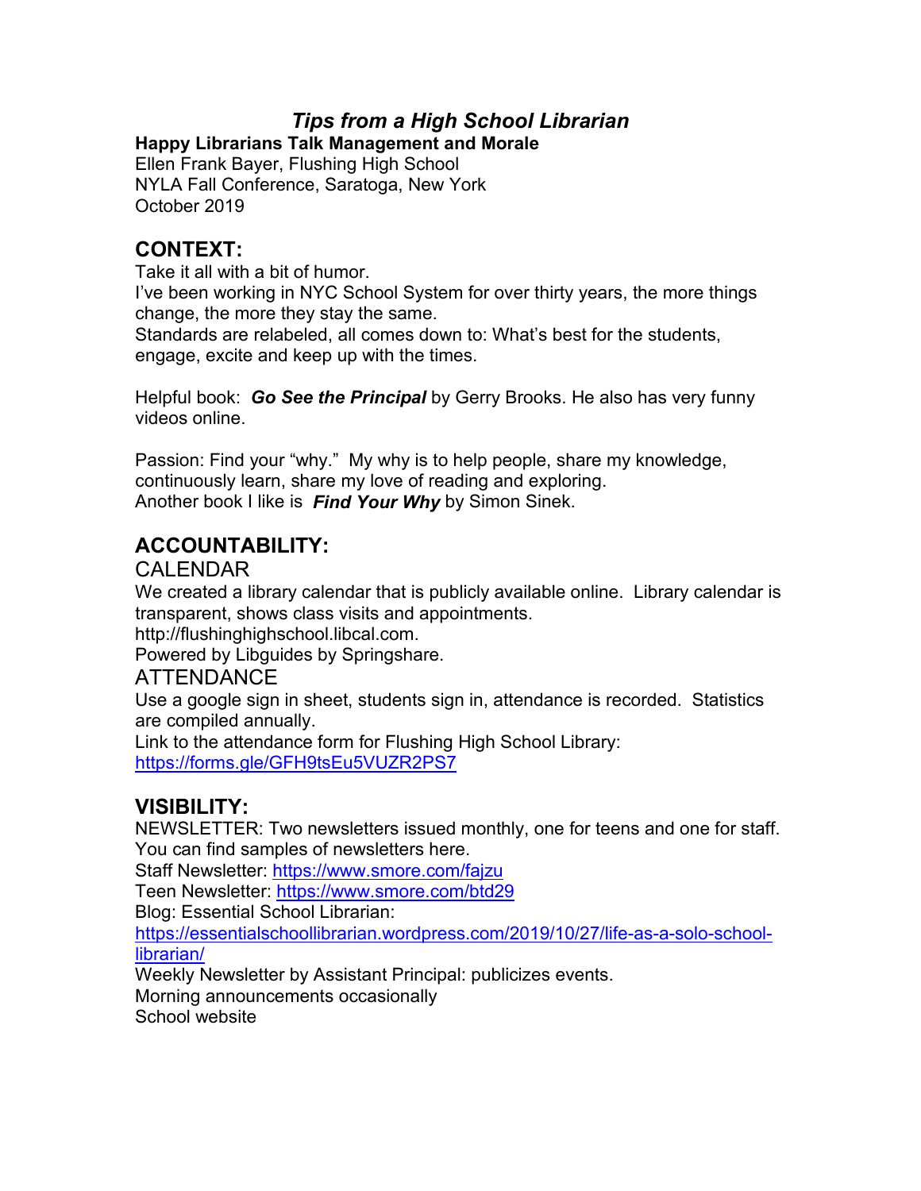# *Tips from a High School Librarian*

**Happy Librarians Talk Management and Morale**
Ellen Frank Bayer, Flushing High School
NYLA Fall Conference, Saratoga, New York
October 2019

## CONTEXT:

Take it all with a bit of humor.
I've been working in NYC School System for over thirty years, the more things change, the more they stay the same.
Standards are relabeled, all comes down to: What's best for the students, engage, excite and keep up with the times.

Helpful book: ***Go See the Principal*** by Gerry Brooks. He also has very funny videos online.

Passion: Find your "why." My why is to help people, share my knowledge, continuously learn, share my love of reading and exploring.
Another book I like is ***Find Your Why*** by Simon Sinek.

## ACCOUNTABILITY:

### CALENDAR

We created a library calendar that is publicly available online. Library calendar is transparent, shows class visits and appointments.
http://flushinghighschool.libcal.com.
Powered by Libguides by Springshare.

### ATTENDANCE

Use a google sign in sheet, students sign in, attendance is recorded. Statistics are compiled annually.
Link to the attendance form for Flushing High School Library:
https://forms.gle/GFH9tsEu5VUZR2PS7

## VISIBILITY:

NEWSLETTER: Two newsletters issued monthly, one for teens and one for staff. You can find samples of newsletters here.
Staff Newsletter: https://www.smore.com/fajzu
Teen Newsletter: https://www.smore.com/btd29
Blog: Essential School Librarian:
https://essentialschoollibrarian.wordpress.com/2019/10/27/life-as-a-solo-school-librarian/
Weekly Newsletter by Assistant Principal: publicizes events.
Morning announcements occasionally
School website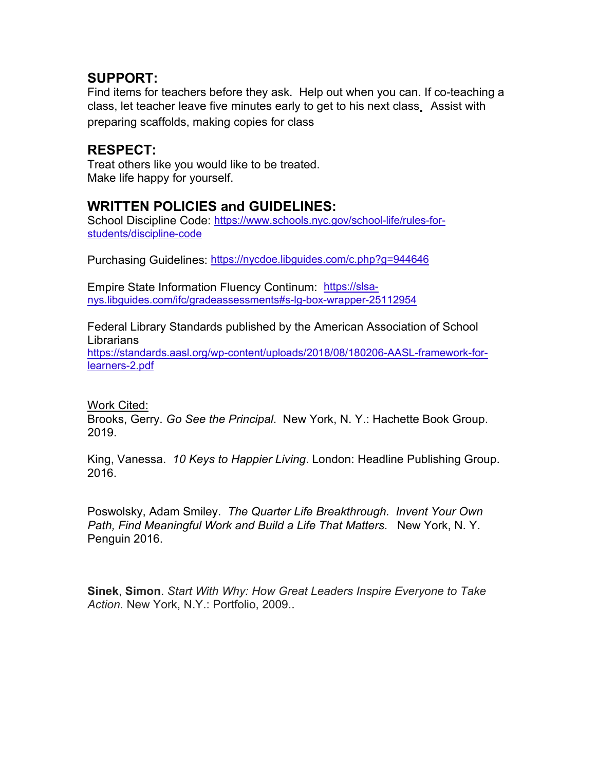## SUPPORT:

Find items for teachers before they ask. Help out when you can. If co-teaching a class, let teacher leave five minutes early to get to his next class. Assist with preparing scaffolds, making copies for class

## RESPECT:

Treat others like you would like to be treated.
Make life happy for yourself.

## WRITTEN POLICIES and GUIDELINES:

School Discipline Code: [https://www.schools.nyc.gov/school-life/rules-for-students/discipline-code](https://www.schools.nyc.gov/school-life/rules-for-students/discipline-code)

Purchasing Guidelines: [https://nycdoe.libguides.com/c.php?g=944646](https://nycdoe.libguides.com/c.php?g=944646)

Empire State Information Fluency Continum: [https://slsa-nys.libguides.com/ifc/gradeassessments#s-lg-box-wrapper-25112954](https://slsa-nys.libguides.com/ifc/gradeassessments#s-lg-box-wrapper-25112954)

Federal Library Standards published by the American Association of School Librarians
[https://standards.aasl.org/wp-content/uploads/2018/08/180206-AASL-framework-for-learners-2.pdf](https://standards.aasl.org/wp-content/uploads/2018/08/180206-AASL-framework-for-learners-2.pdf)

Work Cited:

Brooks, Gerry. *Go See the Principal*. New York, N. Y.: Hachette Book Group. 2019.

King, Vanessa. *10 Keys to Happier Living*. London: Headline Publishing Group. 2016.

Poswolsky, Adam Smiley. *The Quarter Life Breakthrough. Invent Your Own Path, Find Meaningful Work and Build a Life That Matters*. New York, N. Y. Penguin 2016.

**Sinek**, **Simon**. *Start With Why: How Great Leaders Inspire Everyone to Take Action.* New York, N.Y.: Portfolio, 2009..